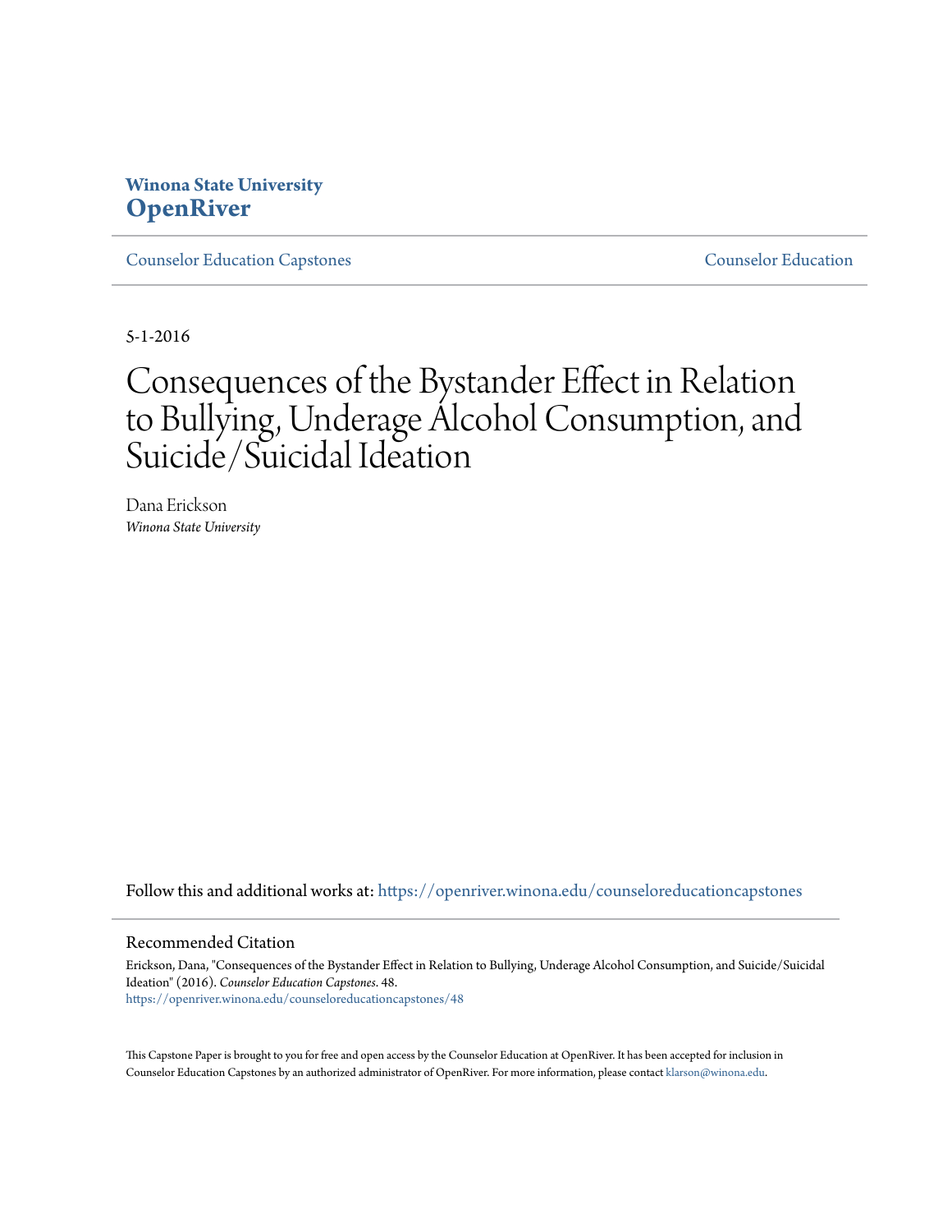Winona State University
**OpenRiver**

Counselor Education Capstones | Counselor Education

5-1-2016

# Consequences of the Bystander Effect in Relation to Bullying, Underage Alcohol Consumption, and Suicide/Suicidal Ideation

Dana Erickson
*Winona State University*

Follow this and additional works at: https://openriver.winona.edu/counseloreducationcapstones

## Recommended Citation

Erickson, Dana, "Consequences of the Bystander Effect in Relation to Bullying, Underage Alcohol Consumption, and Suicide/Suicidal Ideation" (2016). *Counselor Education Capstones*. 48.
https://openriver.winona.edu/counseloreducationcapstones/48

This Capstone Paper is brought to you for free and open access by the Counselor Education at OpenRiver. It has been accepted for inclusion in Counselor Education Capstones by an authorized administrator of OpenRiver. For more information, please contact klarson@winona.edu.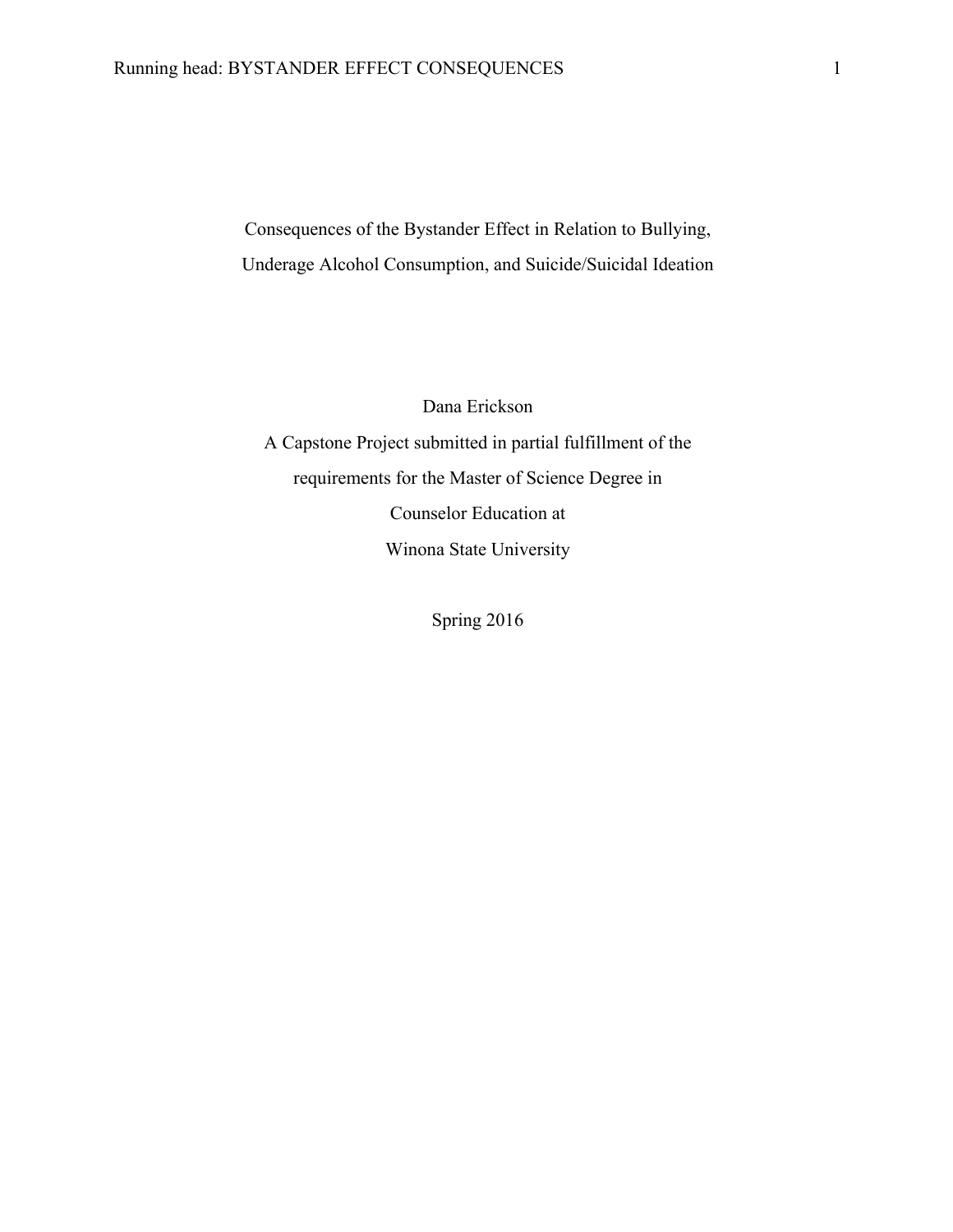# Consequences of the Bystander Effect in Relation to Bullying, Underage Alcohol Consumption, and Suicide/Suicidal Ideation

Dana Erickson

A Capstone Project submitted in partial fulfillment of the requirements for the Master of Science Degree in Counselor Education at Winona State University

Spring 2016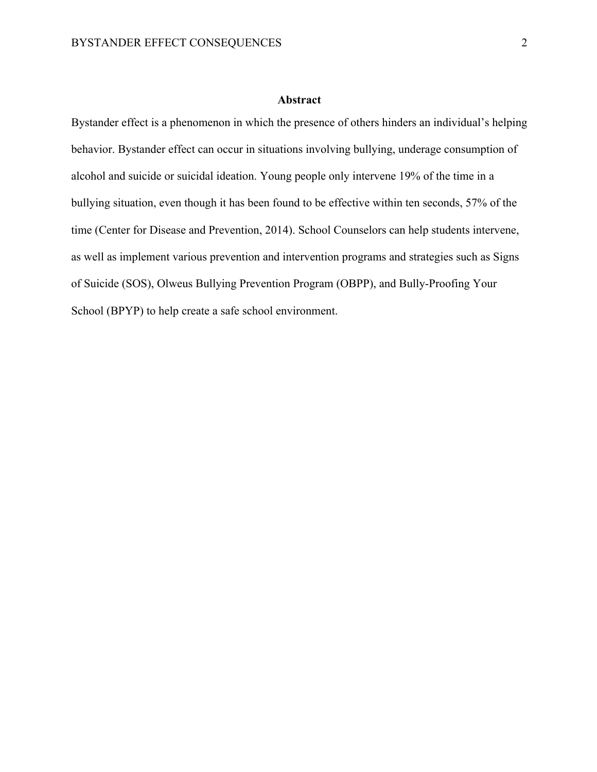## Abstract

Bystander effect is a phenomenon in which the presence of others hinders an individual's helping behavior. Bystander effect can occur in situations involving bullying, underage consumption of alcohol and suicide or suicidal ideation. Young people only intervene 19% of the time in a bullying situation, even though it has been found to be effective within ten seconds, 57% of the time (Center for Disease and Prevention, 2014). School Counselors can help students intervene, as well as implement various prevention and intervention programs and strategies such as Signs of Suicide (SOS), Olweus Bullying Prevention Program (OBPP), and Bully-Proofing Your School (BPYP) to help create a safe school environment.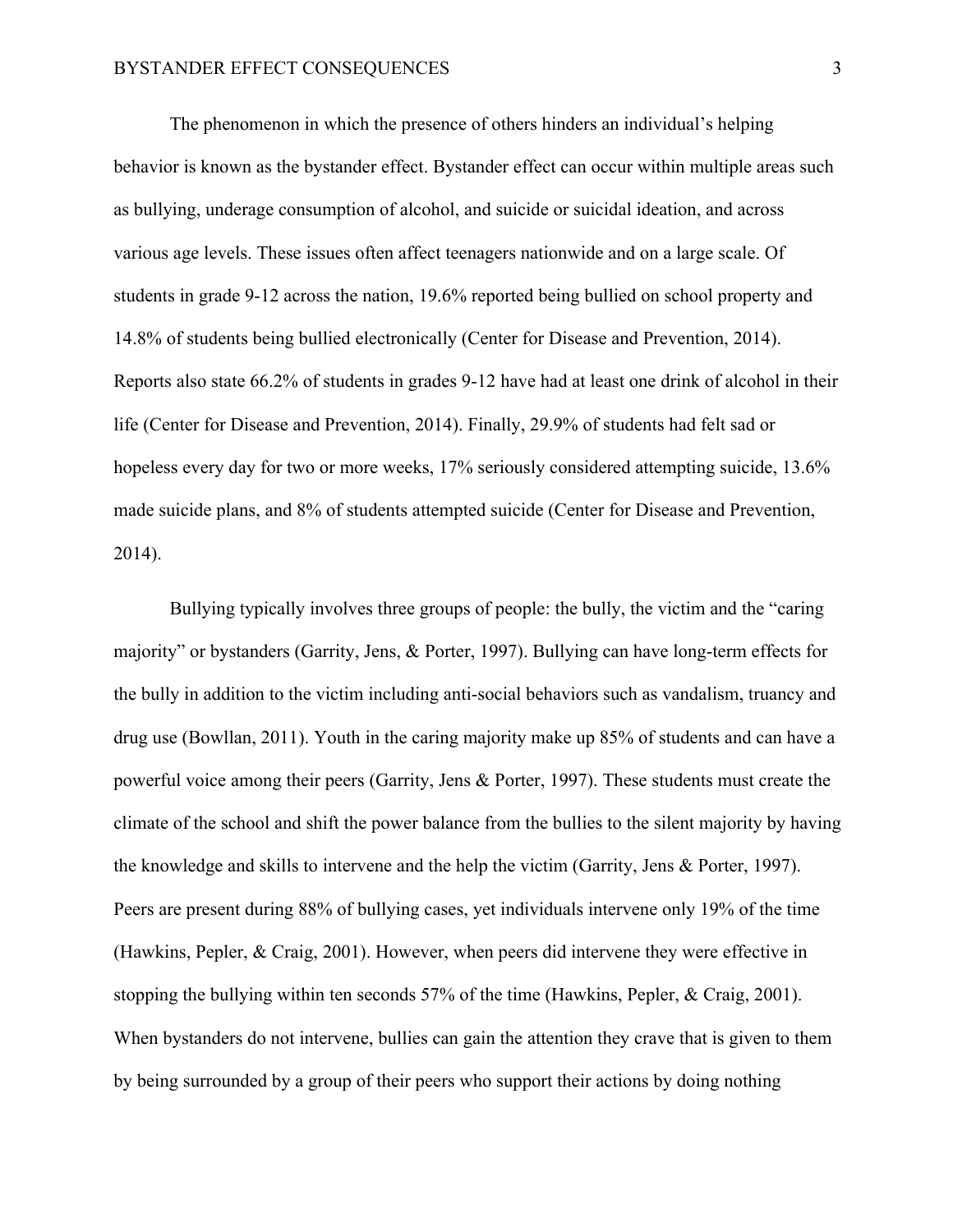The phenomenon in which the presence of others hinders an individual's helping behavior is known as the bystander effect. Bystander effect can occur within multiple areas such as bullying, underage consumption of alcohol, and suicide or suicidal ideation, and across various age levels. These issues often affect teenagers nationwide and on a large scale. Of students in grade 9-12 across the nation, 19.6% reported being bullied on school property and 14.8% of students being bullied electronically (Center for Disease and Prevention, 2014). Reports also state 66.2% of students in grades 9-12 have had at least one drink of alcohol in their life (Center for Disease and Prevention, 2014). Finally, 29.9% of students had felt sad or hopeless every day for two or more weeks, 17% seriously considered attempting suicide, 13.6% made suicide plans, and 8% of students attempted suicide (Center for Disease and Prevention, 2014).

Bullying typically involves three groups of people: the bully, the victim and the "caring majority" or bystanders (Garrity, Jens, & Porter, 1997). Bullying can have long-term effects for the bully in addition to the victim including anti-social behaviors such as vandalism, truancy and drug use (Bowllan, 2011). Youth in the caring majority make up 85% of students and can have a powerful voice among their peers (Garrity, Jens & Porter, 1997). These students must create the climate of the school and shift the power balance from the bullies to the silent majority by having the knowledge and skills to intervene and the help the victim (Garrity, Jens & Porter, 1997). Peers are present during 88% of bullying cases, yet individuals intervene only 19% of the time (Hawkins, Pepler, & Craig, 2001). However, when peers did intervene they were effective in stopping the bullying within ten seconds 57% of the time (Hawkins, Pepler, & Craig, 2001). When bystanders do not intervene, bullies can gain the attention they crave that is given to them by being surrounded by a group of their peers who support their actions by doing nothing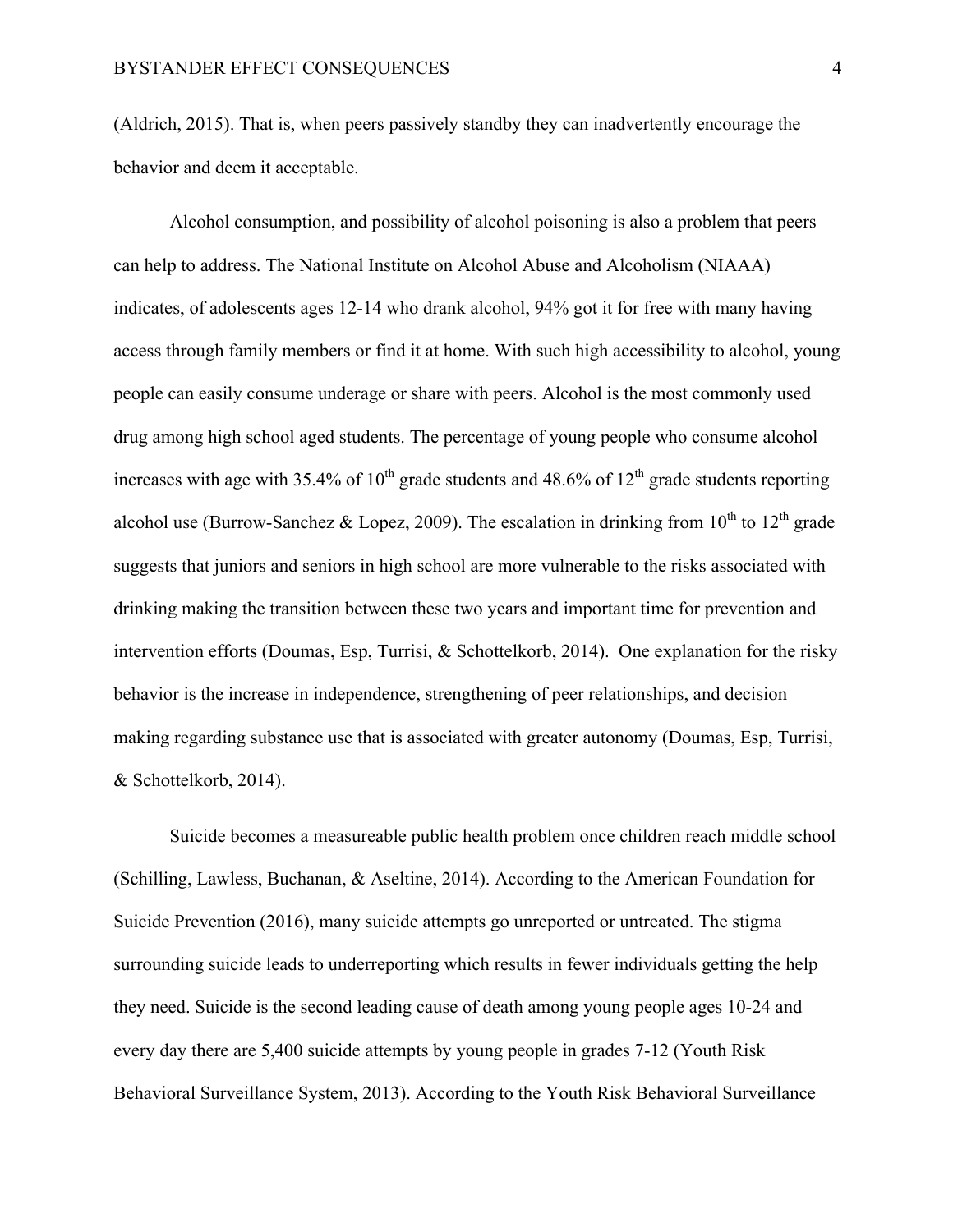(Aldrich, 2015). That is, when peers passively standby they can inadvertently encourage the behavior and deem it acceptable.

Alcohol consumption, and possibility of alcohol poisoning is also a problem that peers can help to address. The National Institute on Alcohol Abuse and Alcoholism (NIAAA) indicates, of adolescents ages 12-14 who drank alcohol, 94% got it for free with many having access through family members or find it at home. With such high accessibility to alcohol, young people can easily consume underage or share with peers. Alcohol is the most commonly used drug among high school aged students. The percentage of young people who consume alcohol increases with age with 35.4% of 10th grade students and 48.6% of 12th grade students reporting alcohol use (Burrow-Sanchez & Lopez, 2009). The escalation in drinking from 10th to 12th grade suggests that juniors and seniors in high school are more vulnerable to the risks associated with drinking making the transition between these two years and important time for prevention and intervention efforts (Doumas, Esp, Turrisi, & Schottelkorb, 2014). One explanation for the risky behavior is the increase in independence, strengthening of peer relationships, and decision making regarding substance use that is associated with greater autonomy (Doumas, Esp, Turrisi, & Schottelkorb, 2014).

Suicide becomes a measureable public health problem once children reach middle school (Schilling, Lawless, Buchanan, & Aseltine, 2014). According to the American Foundation for Suicide Prevention (2016), many suicide attempts go unreported or untreated. The stigma surrounding suicide leads to underreporting which results in fewer individuals getting the help they need. Suicide is the second leading cause of death among young people ages 10-24 and every day there are 5,400 suicide attempts by young people in grades 7-12 (Youth Risk Behavioral Surveillance System, 2013). According to the Youth Risk Behavioral Surveillance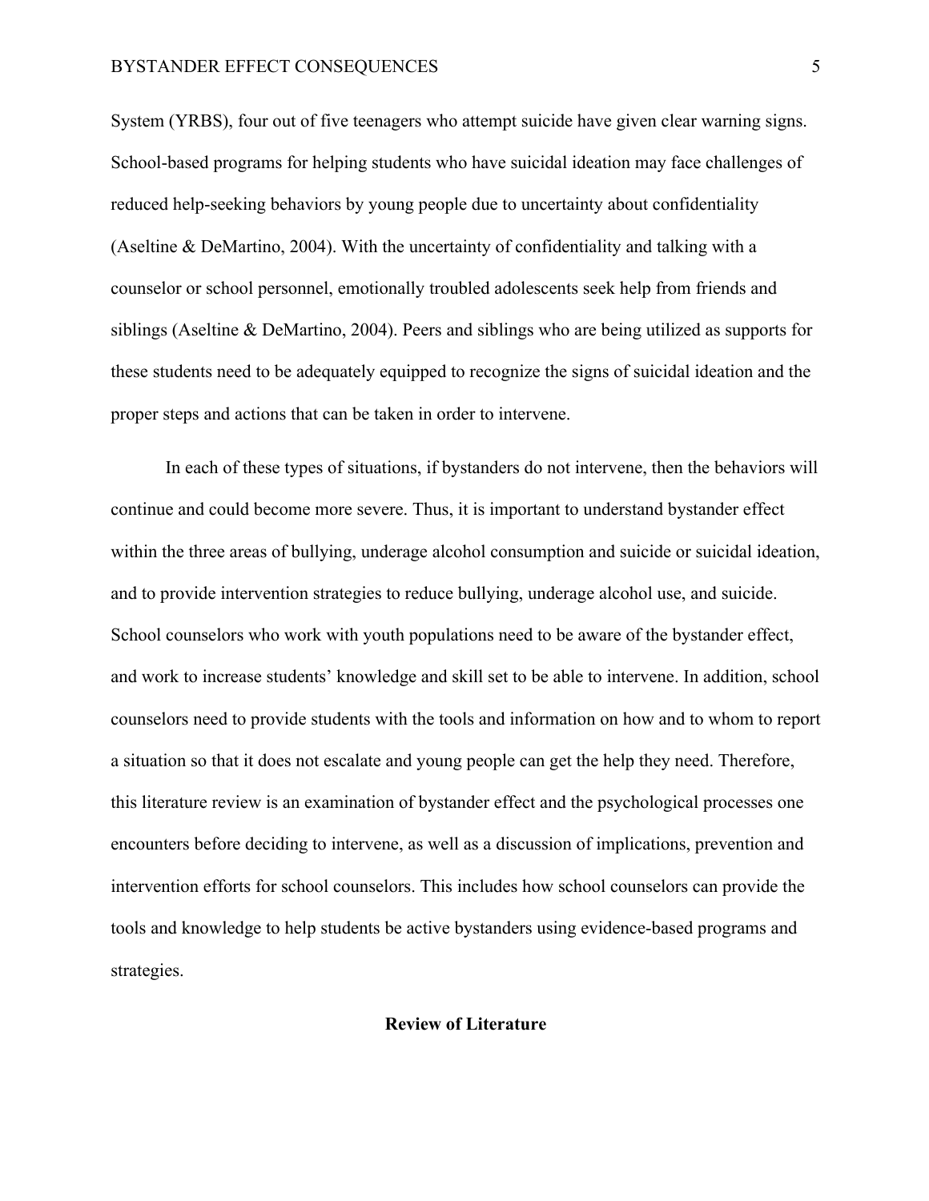System (YRBS), four out of five teenagers who attempt suicide have given clear warning signs. School-based programs for helping students who have suicidal ideation may face challenges of reduced help-seeking behaviors by young people due to uncertainty about confidentiality (Aseltine & DeMartino, 2004). With the uncertainty of confidentiality and talking with a counselor or school personnel, emotionally troubled adolescents seek help from friends and siblings (Aseltine & DeMartino, 2004). Peers and siblings who are being utilized as supports for these students need to be adequately equipped to recognize the signs of suicidal ideation and the proper steps and actions that can be taken in order to intervene.

In each of these types of situations, if bystanders do not intervene, then the behaviors will continue and could become more severe. Thus, it is important to understand bystander effect within the three areas of bullying, underage alcohol consumption and suicide or suicidal ideation, and to provide intervention strategies to reduce bullying, underage alcohol use, and suicide. School counselors who work with youth populations need to be aware of the bystander effect, and work to increase students' knowledge and skill set to be able to intervene. In addition, school counselors need to provide students with the tools and information on how and to whom to report a situation so that it does not escalate and young people can get the help they need. Therefore, this literature review is an examination of bystander effect and the psychological processes one encounters before deciding to intervene, as well as a discussion of implications, prevention and intervention efforts for school counselors. This includes how school counselors can provide the tools and knowledge to help students be active bystanders using evidence-based programs and strategies.

## Review of Literature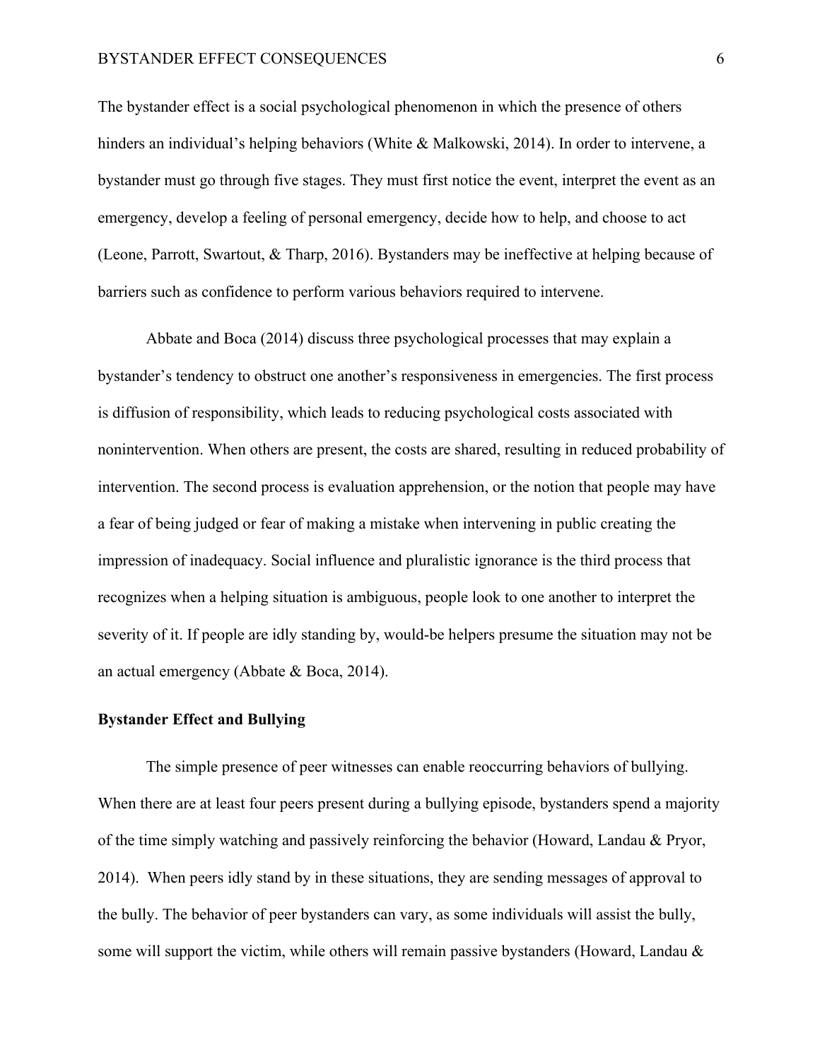The bystander effect is a social psychological phenomenon in which the presence of others hinders an individual's helping behaviors (White & Malkowski, 2014). In order to intervene, a bystander must go through five stages. They must first notice the event, interpret the event as an emergency, develop a feeling of personal emergency, decide how to help, and choose to act (Leone, Parrott, Swartout, & Tharp, 2016). Bystanders may be ineffective at helping because of barriers such as confidence to perform various behaviors required to intervene.

Abbate and Boca (2014) discuss three psychological processes that may explain a bystander's tendency to obstruct one another's responsiveness in emergencies. The first process is diffusion of responsibility, which leads to reducing psychological costs associated with nonintervention. When others are present, the costs are shared, resulting in reduced probability of intervention. The second process is evaluation apprehension, or the notion that people may have a fear of being judged or fear of making a mistake when intervening in public creating the impression of inadequacy. Social influence and pluralistic ignorance is the third process that recognizes when a helping situation is ambiguous, people look to one another to interpret the severity of it. If people are idly standing by, would-be helpers presume the situation may not be an actual emergency (Abbate & Boca, 2014).

**Bystander Effect and Bullying**

The simple presence of peer witnesses can enable reoccurring behaviors of bullying. When there are at least four peers present during a bullying episode, bystanders spend a majority of the time simply watching and passively reinforcing the behavior (Howard, Landau & Pryor, 2014). When peers idly stand by in these situations, they are sending messages of approval to the bully. The behavior of peer bystanders can vary, as some individuals will assist the bully, some will support the victim, while others will remain passive bystanders (Howard, Landau &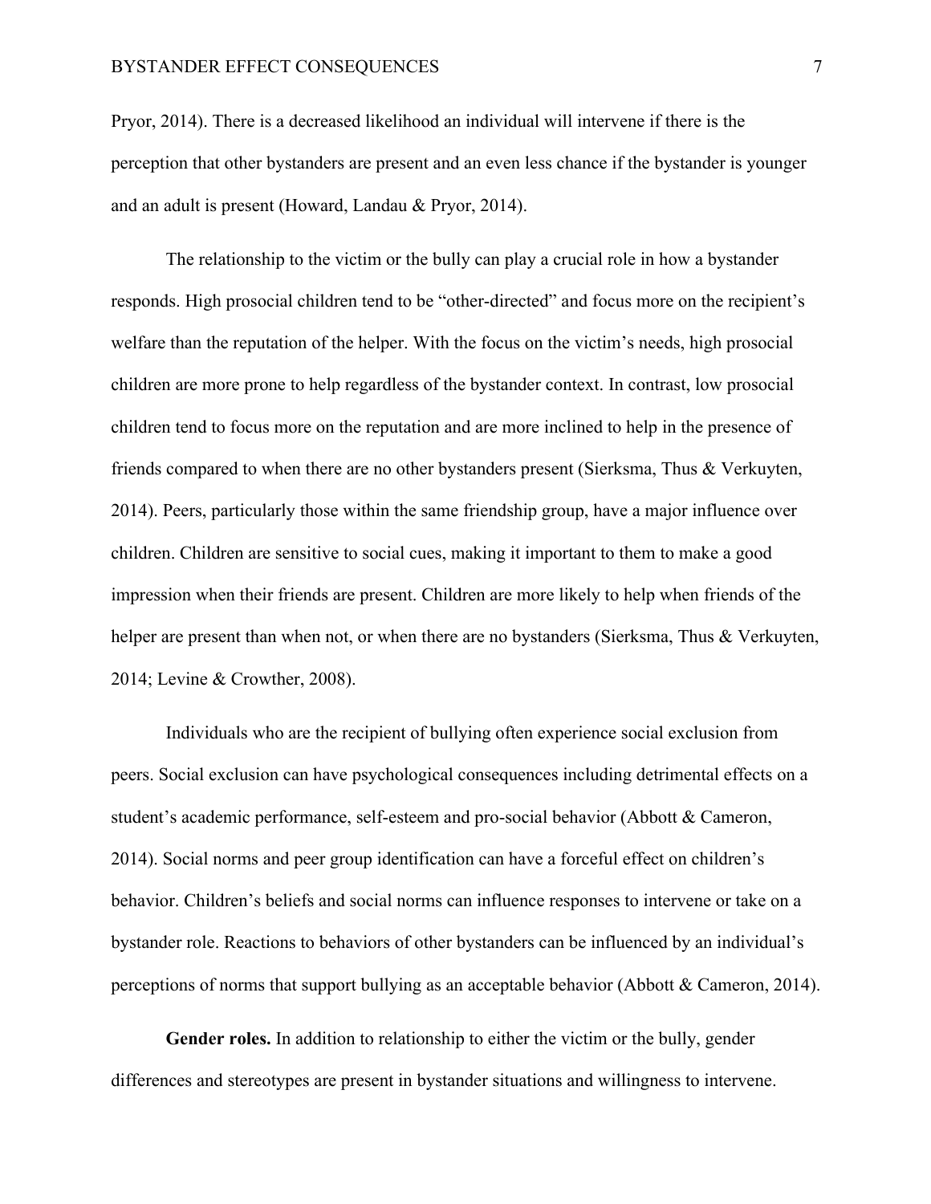Pryor, 2014). There is a decreased likelihood an individual will intervene if there is the perception that other bystanders are present and an even less chance if the bystander is younger and an adult is present (Howard, Landau & Pryor, 2014).

The relationship to the victim or the bully can play a crucial role in how a bystander responds. High prosocial children tend to be "other-directed" and focus more on the recipient's welfare than the reputation of the helper. With the focus on the victim's needs, high prosocial children are more prone to help regardless of the bystander context. In contrast, low prosocial children tend to focus more on the reputation and are more inclined to help in the presence of friends compared to when there are no other bystanders present (Sierksma, Thus & Verkuyten, 2014). Peers, particularly those within the same friendship group, have a major influence over children. Children are sensitive to social cues, making it important to them to make a good impression when their friends are present. Children are more likely to help when friends of the helper are present than when not, or when there are no bystanders (Sierksma, Thus & Verkuyten, 2014; Levine & Crowther, 2008).

Individuals who are the recipient of bullying often experience social exclusion from peers. Social exclusion can have psychological consequences including detrimental effects on a student's academic performance, self-esteem and pro-social behavior (Abbott & Cameron, 2014). Social norms and peer group identification can have a forceful effect on children's behavior. Children's beliefs and social norms can influence responses to intervene or take on a bystander role. Reactions to behaviors of other bystanders can be influenced by an individual's perceptions of norms that support bullying as an acceptable behavior (Abbott & Cameron, 2014).

**Gender roles.** In addition to relationship to either the victim or the bully, gender differences and stereotypes are present in bystander situations and willingness to intervene.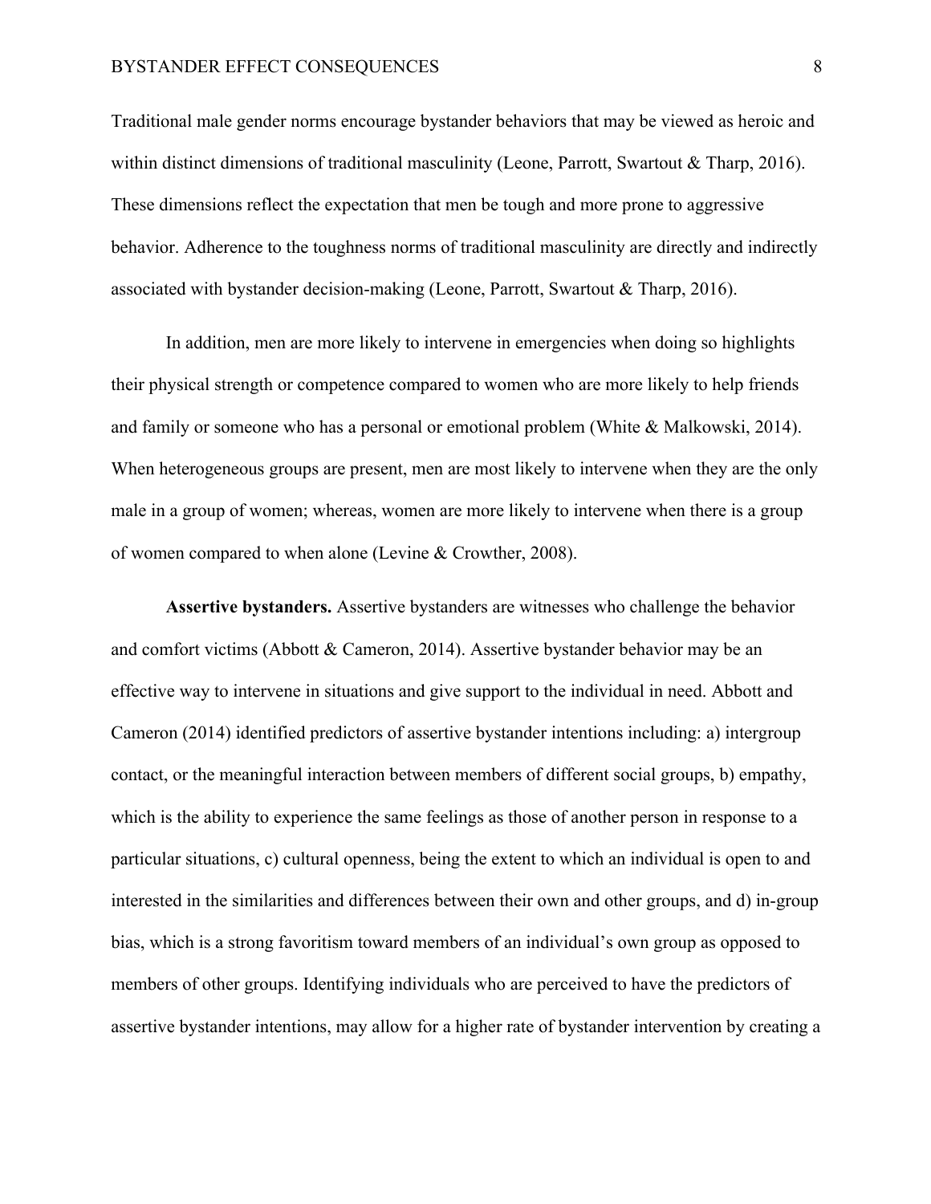Traditional male gender norms encourage bystander behaviors that may be viewed as heroic and within distinct dimensions of traditional masculinity (Leone, Parrott, Swartout & Tharp, 2016). These dimensions reflect the expectation that men be tough and more prone to aggressive behavior. Adherence to the toughness norms of traditional masculinity are directly and indirectly associated with bystander decision-making (Leone, Parrott, Swartout & Tharp, 2016).

In addition, men are more likely to intervene in emergencies when doing so highlights their physical strength or competence compared to women who are more likely to help friends and family or someone who has a personal or emotional problem (White & Malkowski, 2014). When heterogeneous groups are present, men are most likely to intervene when they are the only male in a group of women; whereas, women are more likely to intervene when there is a group of women compared to when alone (Levine & Crowther, 2008).

**Assertive bystanders.** Assertive bystanders are witnesses who challenge the behavior and comfort victims (Abbott & Cameron, 2014). Assertive bystander behavior may be an effective way to intervene in situations and give support to the individual in need. Abbott and Cameron (2014) identified predictors of assertive bystander intentions including: a) intergroup contact, or the meaningful interaction between members of different social groups, b) empathy, which is the ability to experience the same feelings as those of another person in response to a particular situations, c) cultural openness, being the extent to which an individual is open to and interested in the similarities and differences between their own and other groups, and d) in-group bias, which is a strong favoritism toward members of an individual's own group as opposed to members of other groups. Identifying individuals who are perceived to have the predictors of assertive bystander intentions, may allow for a higher rate of bystander intervention by creating a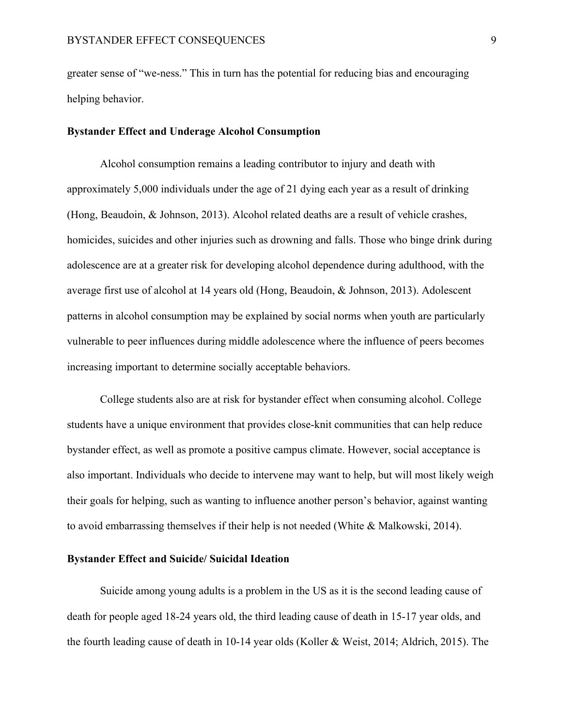greater sense of "we-ness." This in turn has the potential for reducing bias and encouraging helping behavior.

**Bystander Effect and Underage Alcohol Consumption**

Alcohol consumption remains a leading contributor to injury and death with approximately 5,000 individuals under the age of 21 dying each year as a result of drinking (Hong, Beaudoin, & Johnson, 2013). Alcohol related deaths are a result of vehicle crashes, homicides, suicides and other injuries such as drowning and falls. Those who binge drink during adolescence are at a greater risk for developing alcohol dependence during adulthood, with the average first use of alcohol at 14 years old (Hong, Beaudoin, & Johnson, 2013). Adolescent patterns in alcohol consumption may be explained by social norms when youth are particularly vulnerable to peer influences during middle adolescence where the influence of peers becomes increasing important to determine socially acceptable behaviors.

College students also are at risk for bystander effect when consuming alcohol. College students have a unique environment that provides close-knit communities that can help reduce bystander effect, as well as promote a positive campus climate. However, social acceptance is also important. Individuals who decide to intervene may want to help, but will most likely weigh their goals for helping, such as wanting to influence another person's behavior, against wanting to avoid embarrassing themselves if their help is not needed (White & Malkowski, 2014).

**Bystander Effect and Suicide/ Suicidal Ideation**

Suicide among young adults is a problem in the US as it is the second leading cause of death for people aged 18-24 years old, the third leading cause of death in 15-17 year olds, and the fourth leading cause of death in 10-14 year olds (Koller & Weist, 2014; Aldrich, 2015). The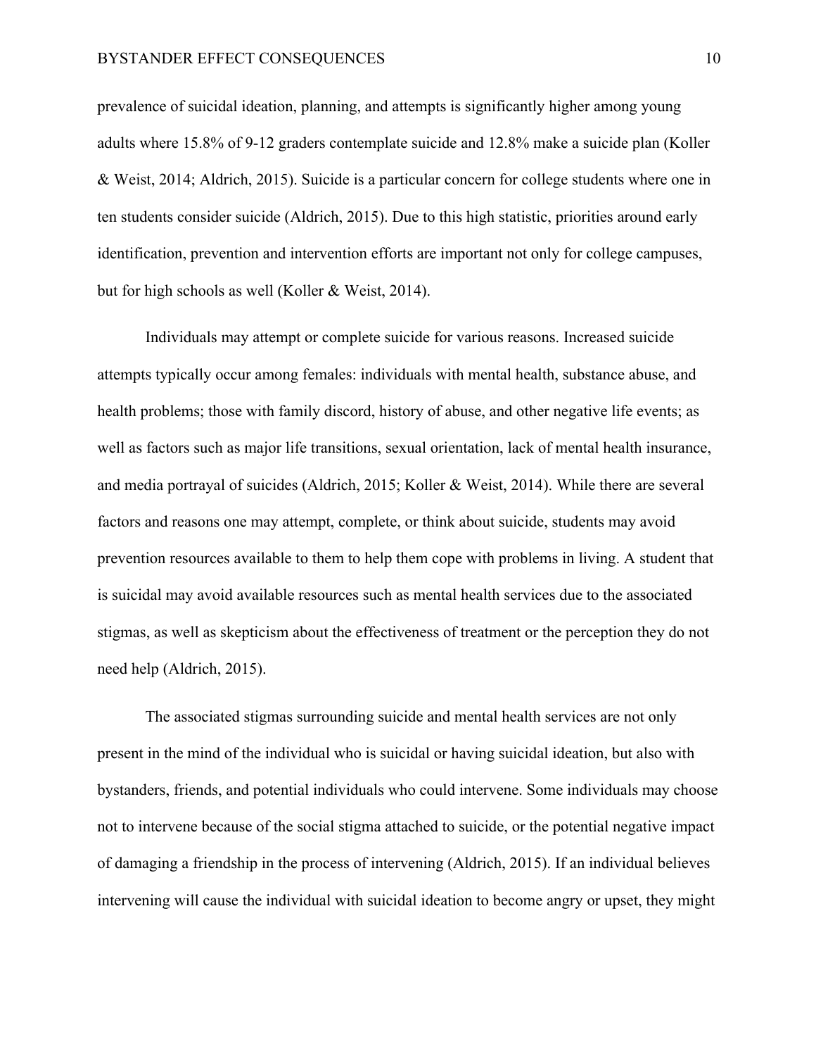prevalence of suicidal ideation, planning, and attempts is significantly higher among young adults where 15.8% of 9-12 graders contemplate suicide and 12.8% make a suicide plan (Koller & Weist, 2014; Aldrich, 2015). Suicide is a particular concern for college students where one in ten students consider suicide (Aldrich, 2015). Due to this high statistic, priorities around early identification, prevention and intervention efforts are important not only for college campuses, but for high schools as well (Koller & Weist, 2014).

Individuals may attempt or complete suicide for various reasons. Increased suicide attempts typically occur among females: individuals with mental health, substance abuse, and health problems; those with family discord, history of abuse, and other negative life events; as well as factors such as major life transitions, sexual orientation, lack of mental health insurance, and media portrayal of suicides (Aldrich, 2015; Koller & Weist, 2014). While there are several factors and reasons one may attempt, complete, or think about suicide, students may avoid prevention resources available to them to help them cope with problems in living. A student that is suicidal may avoid available resources such as mental health services due to the associated stigmas, as well as skepticism about the effectiveness of treatment or the perception they do not need help (Aldrich, 2015).

The associated stigmas surrounding suicide and mental health services are not only present in the mind of the individual who is suicidal or having suicidal ideation, but also with bystanders, friends, and potential individuals who could intervene. Some individuals may choose not to intervene because of the social stigma attached to suicide, or the potential negative impact of damaging a friendship in the process of intervening (Aldrich, 2015). If an individual believes intervening will cause the individual with suicidal ideation to become angry or upset, they might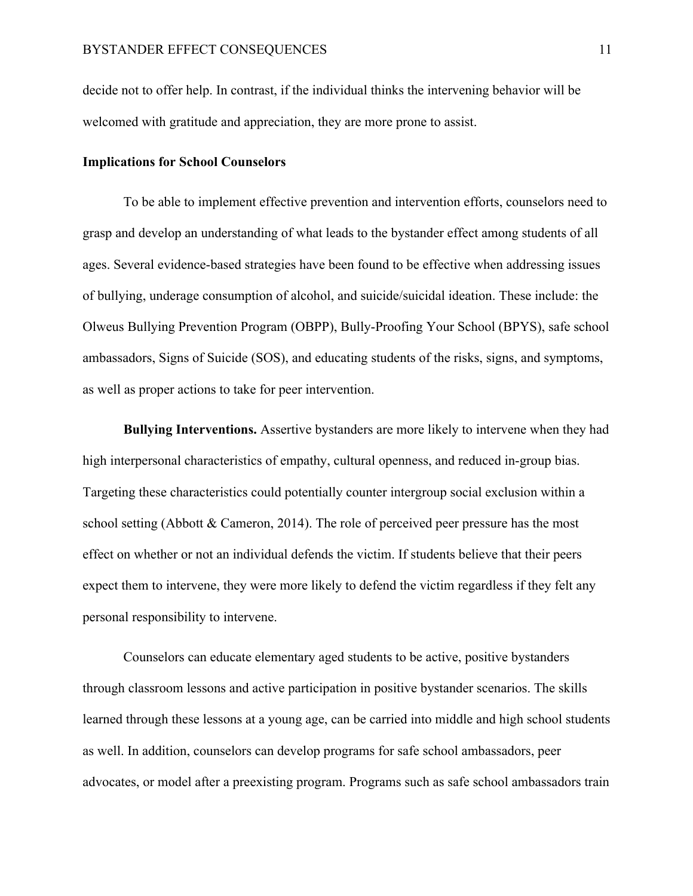decide not to offer help. In contrast, if the individual thinks the intervening behavior will be welcomed with gratitude and appreciation, they are more prone to assist.

## Implications for School Counselors

To be able to implement effective prevention and intervention efforts, counselors need to grasp and develop an understanding of what leads to the bystander effect among students of all ages. Several evidence-based strategies have been found to be effective when addressing issues of bullying, underage consumption of alcohol, and suicide/suicidal ideation. These include: the Olweus Bullying Prevention Program (OBPP), Bully-Proofing Your School (BPYS), safe school ambassadors, Signs of Suicide (SOS), and educating students of the risks, signs, and symptoms, as well as proper actions to take for peer intervention.

**Bullying Interventions.** Assertive bystanders are more likely to intervene when they had high interpersonal characteristics of empathy, cultural openness, and reduced in-group bias. Targeting these characteristics could potentially counter intergroup social exclusion within a school setting (Abbott & Cameron, 2014). The role of perceived peer pressure has the most effect on whether or not an individual defends the victim. If students believe that their peers expect them to intervene, they were more likely to defend the victim regardless if they felt any personal responsibility to intervene.

Counselors can educate elementary aged students to be active, positive bystanders through classroom lessons and active participation in positive bystander scenarios. The skills learned through these lessons at a young age, can be carried into middle and high school students as well. In addition, counselors can develop programs for safe school ambassadors, peer advocates, or model after a preexisting program. Programs such as safe school ambassadors train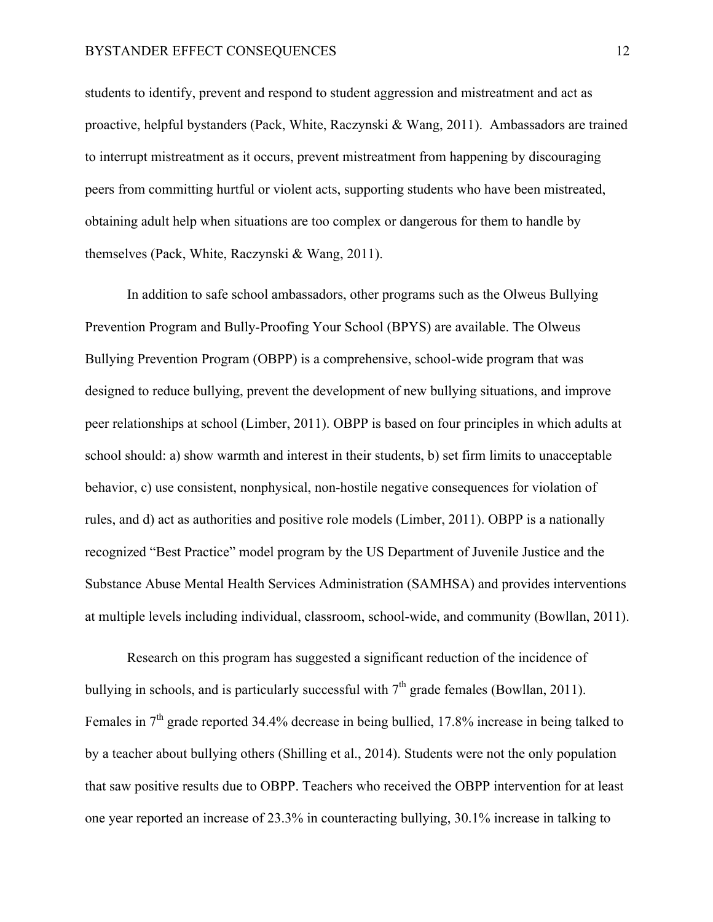students to identify, prevent and respond to student aggression and mistreatment and act as proactive, helpful bystanders (Pack, White, Raczynski & Wang, 2011). Ambassadors are trained to interrupt mistreatment as it occurs, prevent mistreatment from happening by discouraging peers from committing hurtful or violent acts, supporting students who have been mistreated, obtaining adult help when situations are too complex or dangerous for them to handle by themselves (Pack, White, Raczynski & Wang, 2011).

In addition to safe school ambassadors, other programs such as the Olweus Bullying Prevention Program and Bully-Proofing Your School (BPYS) are available. The Olweus Bullying Prevention Program (OBPP) is a comprehensive, school-wide program that was designed to reduce bullying, prevent the development of new bullying situations, and improve peer relationships at school (Limber, 2011). OBPP is based on four principles in which adults at school should: a) show warmth and interest in their students, b) set firm limits to unacceptable behavior, c) use consistent, nonphysical, non-hostile negative consequences for violation of rules, and d) act as authorities and positive role models (Limber, 2011). OBPP is a nationally recognized "Best Practice" model program by the US Department of Juvenile Justice and the Substance Abuse Mental Health Services Administration (SAMHSA) and provides interventions at multiple levels including individual, classroom, school-wide, and community (Bowllan, 2011).

Research on this program has suggested a significant reduction of the incidence of bullying in schools, and is particularly successful with 7th grade females (Bowllan, 2011). Females in 7th grade reported 34.4% decrease in being bullied, 17.8% increase in being talked to by a teacher about bullying others (Shilling et al., 2014). Students were not the only population that saw positive results due to OBPP. Teachers who received the OBPP intervention for at least one year reported an increase of 23.3% in counteracting bullying, 30.1% increase in talking to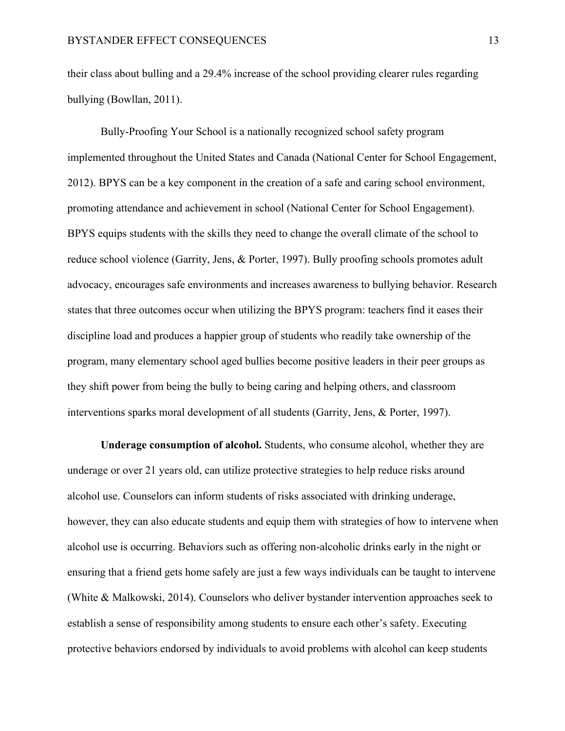their class about bulling and a 29.4% increase of the school providing clearer rules regarding bullying (Bowllan, 2011).

Bully-Proofing Your School is a nationally recognized school safety program implemented throughout the United States and Canada (National Center for School Engagement, 2012). BPYS can be a key component in the creation of a safe and caring school environment, promoting attendance and achievement in school (National Center for School Engagement). BPYS equips students with the skills they need to change the overall climate of the school to reduce school violence (Garrity, Jens, & Porter, 1997). Bully proofing schools promotes adult advocacy, encourages safe environments and increases awareness to bullying behavior. Research states that three outcomes occur when utilizing the BPYS program: teachers find it eases their discipline load and produces a happier group of students who readily take ownership of the program, many elementary school aged bullies become positive leaders in their peer groups as they shift power from being the bully to being caring and helping others, and classroom interventions sparks moral development of all students (Garrity, Jens, & Porter, 1997).

**Underage consumption of alcohol.** Students, who consume alcohol, whether they are underage or over 21 years old, can utilize protective strategies to help reduce risks around alcohol use. Counselors can inform students of risks associated with drinking underage, however, they can also educate students and equip them with strategies of how to intervene when alcohol use is occurring. Behaviors such as offering non-alcoholic drinks early in the night or ensuring that a friend gets home safely are just a few ways individuals can be taught to intervene (White & Malkowski, 2014). Counselors who deliver bystander intervention approaches seek to establish a sense of responsibility among students to ensure each other's safety. Executing protective behaviors endorsed by individuals to avoid problems with alcohol can keep students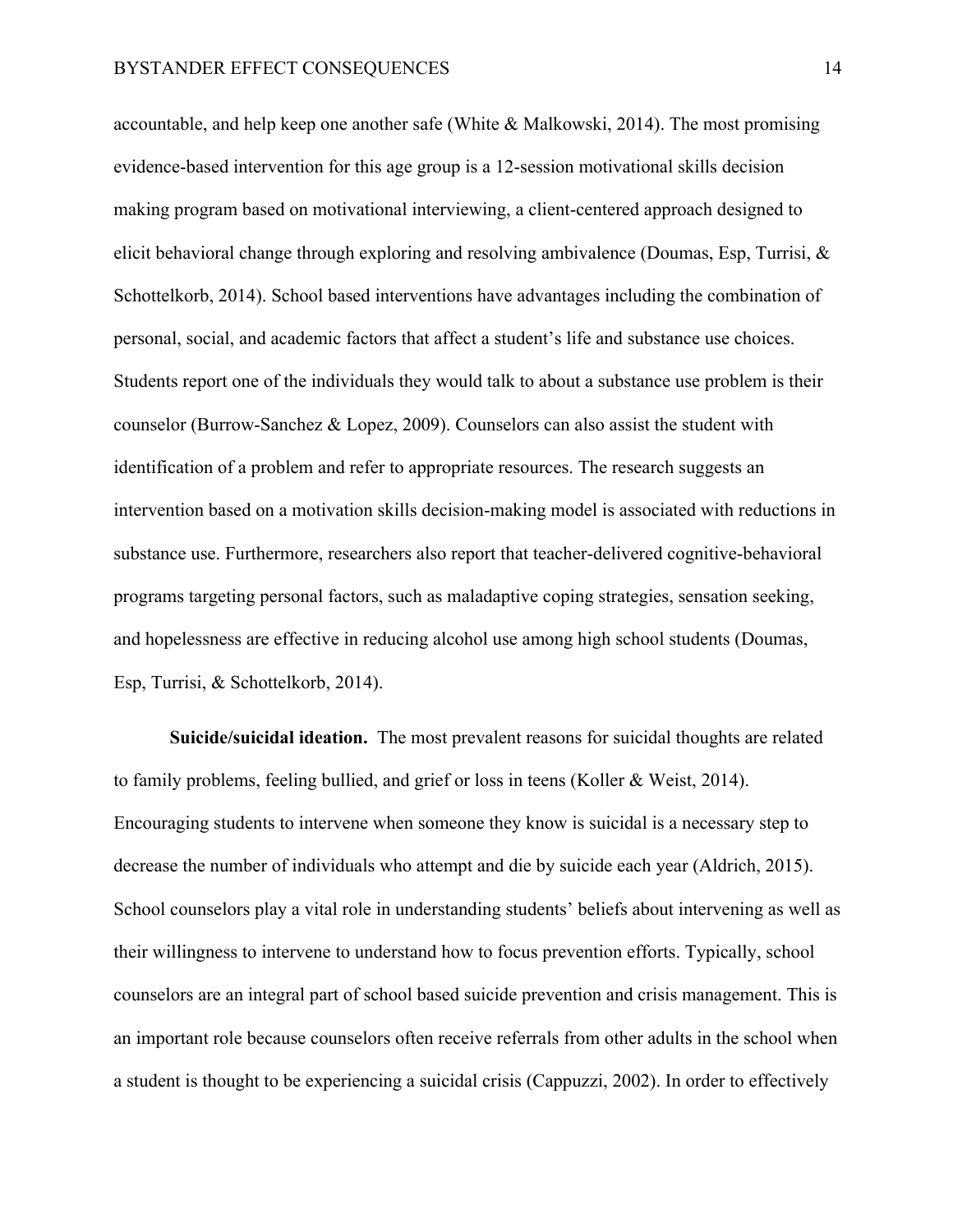accountable, and help keep one another safe (White & Malkowski, 2014). The most promising evidence-based intervention for this age group is a 12-session motivational skills decision making program based on motivational interviewing, a client-centered approach designed to elicit behavioral change through exploring and resolving ambivalence (Doumas, Esp, Turrisi, & Schottelkorb, 2014). School based interventions have advantages including the combination of personal, social, and academic factors that affect a student's life and substance use choices. Students report one of the individuals they would talk to about a substance use problem is their counselor (Burrow-Sanchez & Lopez, 2009). Counselors can also assist the student with identification of a problem and refer to appropriate resources. The research suggests an intervention based on a motivation skills decision-making model is associated with reductions in substance use. Furthermore, researchers also report that teacher-delivered cognitive-behavioral programs targeting personal factors, such as maladaptive coping strategies, sensation seeking, and hopelessness are effective in reducing alcohol use among high school students (Doumas, Esp, Turrisi, & Schottelkorb, 2014).

**Suicide/suicidal ideation.** The most prevalent reasons for suicidal thoughts are related to family problems, feeling bullied, and grief or loss in teens (Koller & Weist, 2014). Encouraging students to intervene when someone they know is suicidal is a necessary step to decrease the number of individuals who attempt and die by suicide each year (Aldrich, 2015). School counselors play a vital role in understanding students' beliefs about intervening as well as their willingness to intervene to understand how to focus prevention efforts. Typically, school counselors are an integral part of school based suicide prevention and crisis management. This is an important role because counselors often receive referrals from other adults in the school when a student is thought to be experiencing a suicidal crisis (Cappuzzi, 2002). In order to effectively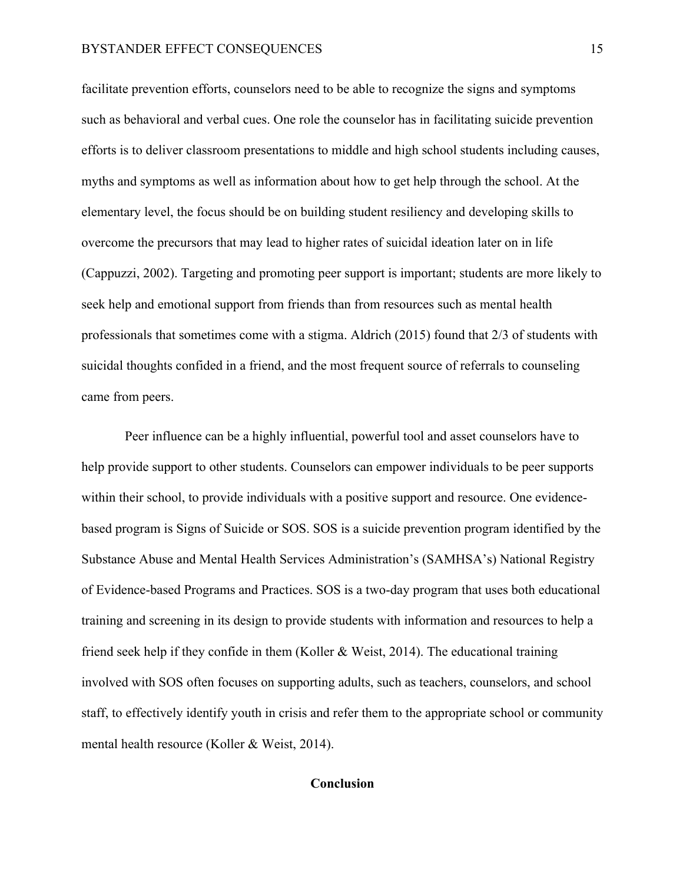facilitate prevention efforts, counselors need to be able to recognize the signs and symptoms such as behavioral and verbal cues. One role the counselor has in facilitating suicide prevention efforts is to deliver classroom presentations to middle and high school students including causes, myths and symptoms as well as information about how to get help through the school. At the elementary level, the focus should be on building student resiliency and developing skills to overcome the precursors that may lead to higher rates of suicidal ideation later on in life (Cappuzzi, 2002). Targeting and promoting peer support is important; students are more likely to seek help and emotional support from friends than from resources such as mental health professionals that sometimes come with a stigma. Aldrich (2015) found that 2/3 of students with suicidal thoughts confided in a friend, and the most frequent source of referrals to counseling came from peers.

Peer influence can be a highly influential, powerful tool and asset counselors have to help provide support to other students. Counselors can empower individuals to be peer supports within their school, to provide individuals with a positive support and resource. One evidence-based program is Signs of Suicide or SOS. SOS is a suicide prevention program identified by the Substance Abuse and Mental Health Services Administration's (SAMHSA's) National Registry of Evidence-based Programs and Practices. SOS is a two-day program that uses both educational training and screening in its design to provide students with information and resources to help a friend seek help if they confide in them (Koller & Weist, 2014). The educational training involved with SOS often focuses on supporting adults, such as teachers, counselors, and school staff, to effectively identify youth in crisis and refer them to the appropriate school or community mental health resource (Koller & Weist, 2014).

## Conclusion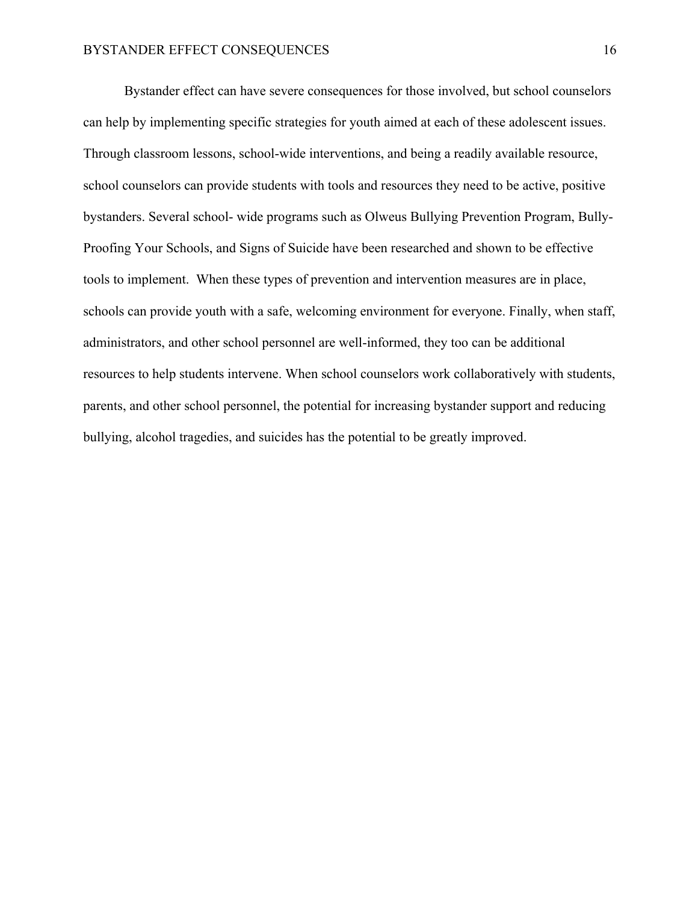Bystander effect can have severe consequences for those involved, but school counselors can help by implementing specific strategies for youth aimed at each of these adolescent issues. Through classroom lessons, school-wide interventions, and being a readily available resource, school counselors can provide students with tools and resources they need to be active, positive bystanders. Several school- wide programs such as Olweus Bullying Prevention Program, Bully-Proofing Your Schools, and Signs of Suicide have been researched and shown to be effective tools to implement. When these types of prevention and intervention measures are in place, schools can provide youth with a safe, welcoming environment for everyone. Finally, when staff, administrators, and other school personnel are well-informed, they too can be additional resources to help students intervene. When school counselors work collaboratively with students, parents, and other school personnel, the potential for increasing bystander support and reducing bullying, alcohol tragedies, and suicides has the potential to be greatly improved.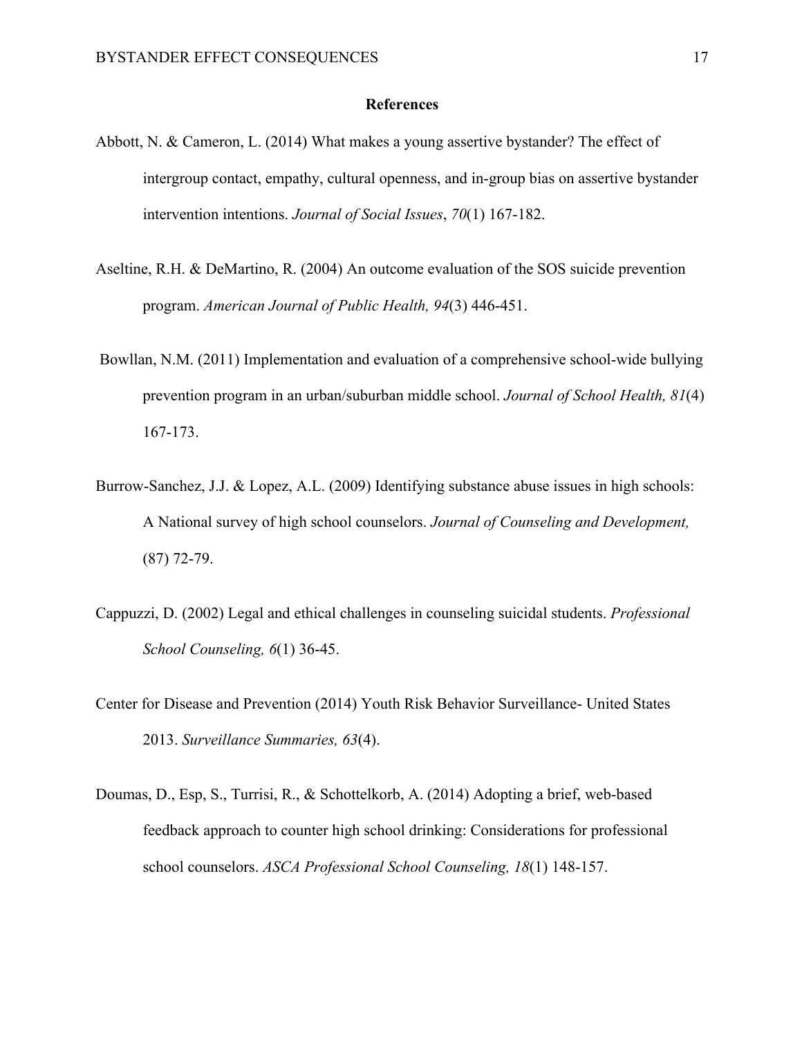## References

Abbott, N. & Cameron, L. (2014) What makes a young assertive bystander? The effect of intergroup contact, empathy, cultural openness, and in-group bias on assertive bystander intervention intentions. *Journal of Social Issues*, *70*(1) 167-182.

Aseltine, R.H. & DeMartino, R. (2004) An outcome evaluation of the SOS suicide prevention program. *American Journal of Public Health, 94*(3) 446-451.

Bowllan, N.M. (2011) Implementation and evaluation of a comprehensive school-wide bullying prevention program in an urban/suburban middle school. *Journal of School Health, 81*(4) 167-173.

Burrow-Sanchez, J.J. & Lopez, A.L. (2009) Identifying substance abuse issues in high schools: A National survey of high school counselors. *Journal of Counseling and Development,* (87) 72-79.

Cappuzzi, D. (2002) Legal and ethical challenges in counseling suicidal students. *Professional School Counseling, 6*(1) 36-45.

Center for Disease and Prevention (2014) Youth Risk Behavior Surveillance- United States 2013. *Surveillance Summaries, 63*(4).

Doumas, D., Esp, S., Turrisi, R., & Schottelkorb, A. (2014) Adopting a brief, web-based feedback approach to counter high school drinking: Considerations for professional school counselors. *ASCA Professional School Counseling, 18*(1) 148-157.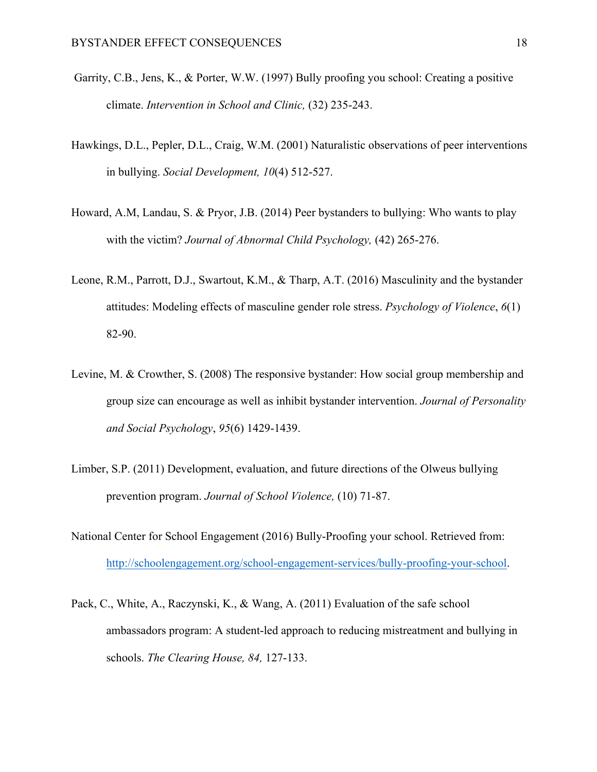Garrity, C.B., Jens, K., & Porter, W.W. (1997) Bully proofing you school: Creating a positive climate. *Intervention in School and Clinic,* (32) 235-243.

Hawkings, D.L., Pepler, D.L., Craig, W.M. (2001) Naturalistic observations of peer interventions in bullying. *Social Development, 10*(4) 512-527.

Howard, A.M, Landau, S. & Pryor, J.B. (2014) Peer bystanders to bullying: Who wants to play with the victim? *Journal of Abnormal Child Psychology,* (42) 265-276.

Leone, R.M., Parrott, D.J., Swartout, K.M., & Tharp, A.T. (2016) Masculinity and the bystander attitudes: Modeling effects of masculine gender role stress. *Psychology of Violence*, *6*(1) 82-90.

Levine, M. & Crowther, S. (2008) The responsive bystander: How social group membership and group size can encourage as well as inhibit bystander intervention. *Journal of Personality and Social Psychology*, *95*(6) 1429-1439.

Limber, S.P. (2011) Development, evaluation, and future directions of the Olweus bullying prevention program. *Journal of School Violence,* (10) 71-87.

National Center for School Engagement (2016) Bully-Proofing your school. Retrieved from: [http://schoolengagement.org/school-engagement-services/bully-proofing-your-school](http://schoolengagement.org/school-engagement-services/bully-proofing-your-school).

Pack, C., White, A., Raczynski, K., & Wang, A. (2011) Evaluation of the safe school ambassadors program: A student-led approach to reducing mistreatment and bullying in schools. *The Clearing House, 84,* 127-133.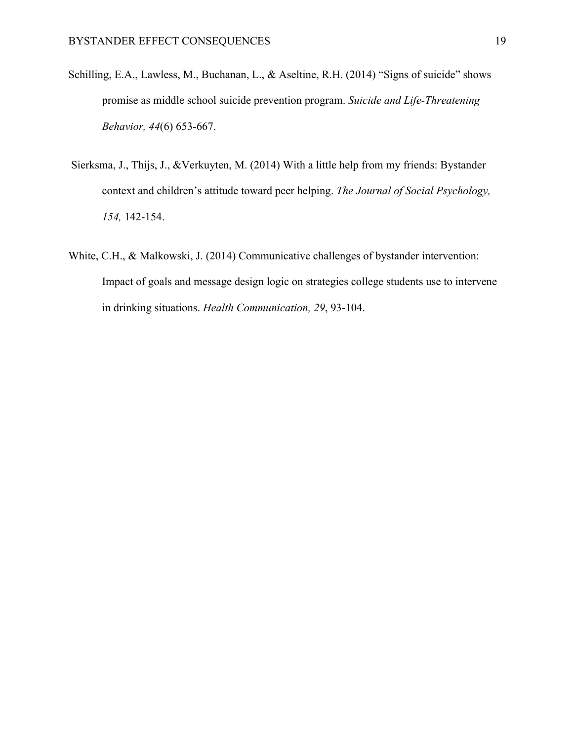Schilling, E.A., Lawless, M., Buchanan, L., & Aseltine, R.H. (2014) “Signs of suicide” shows promise as middle school suicide prevention program. *Suicide and Life-Threatening Behavior, 44*(6) 653-667.

Sierksma, J., Thijs, J., &Verkuyten, M. (2014) With a little help from my friends: Bystander context and children’s attitude toward peer helping. *The Journal of Social Psychology, 154,* 142-154.

White, C.H., & Malkowski, J. (2014) Communicative challenges of bystander intervention: Impact of goals and message design logic on strategies college students use to intervene in drinking situations. *Health Communication, 29*, 93-104.